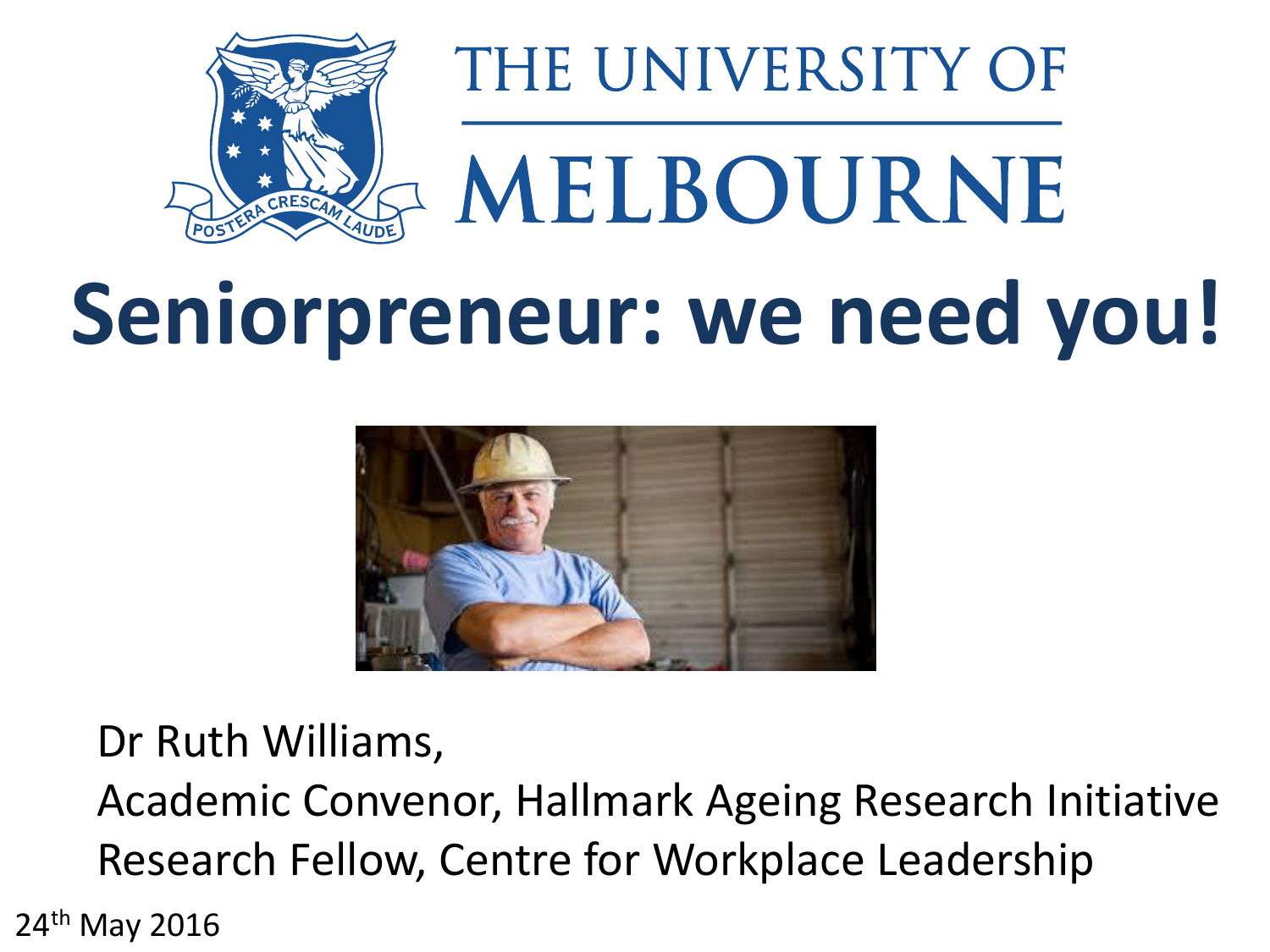THE UNIVERSITY OF MELBOURNE

# Seniorpreneur: we need you!

Dr Ruth Williams,
Academic Convenor, Hallmark Ageing Research Initiative
Research Fellow, Centre for Workplace Leadership

24th May 2016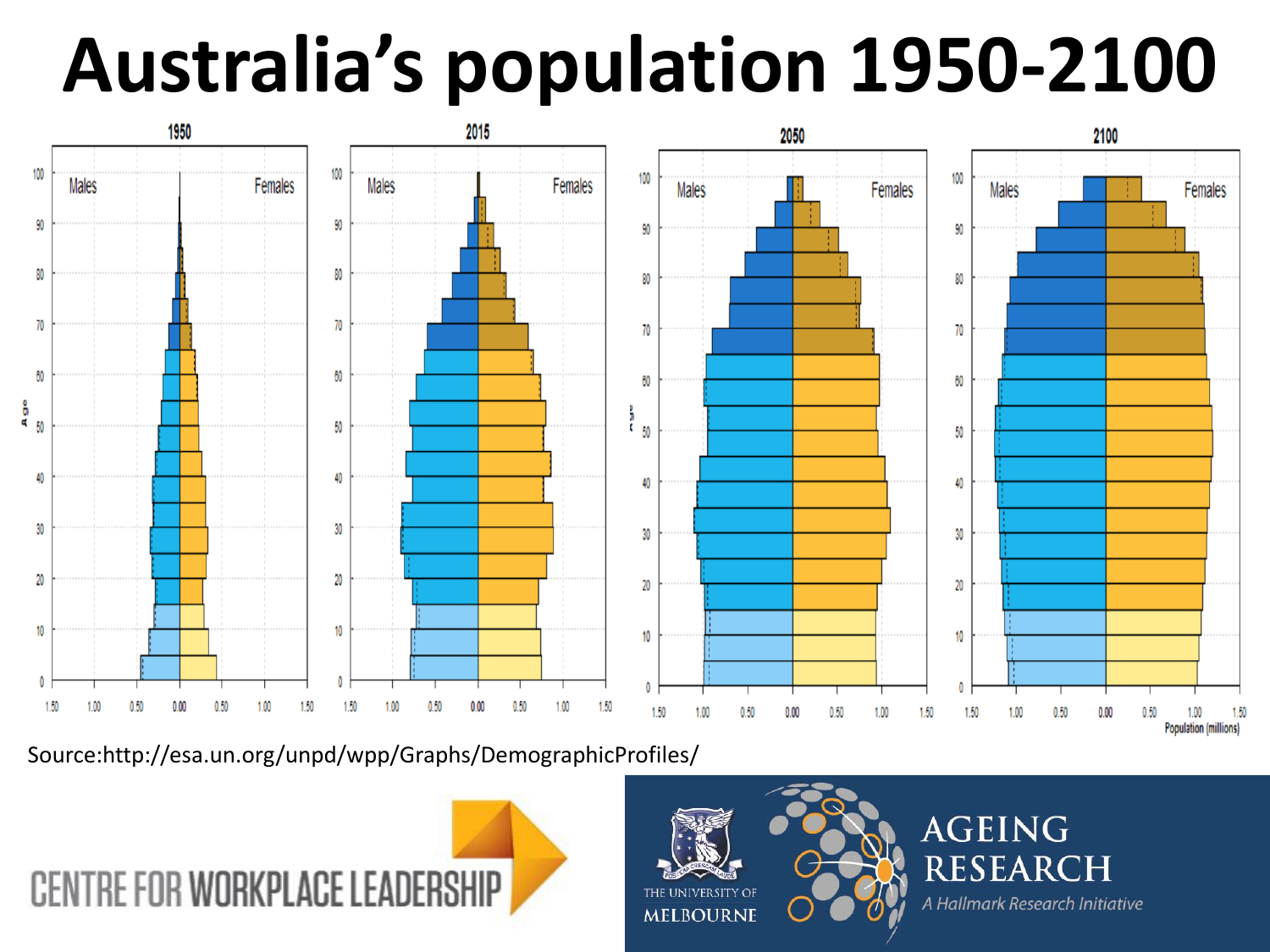# Australia's population 1950-2100

Source:http://esa.un.org/unpd/wpp/Graphs/DemographicProfiles/

CENTRE FOR WORKPLACE LEADERSHIP

THE UNIVERSITY OF MELBOURNE

AGEING RESEARCH

*A Hallmark Research Initiative*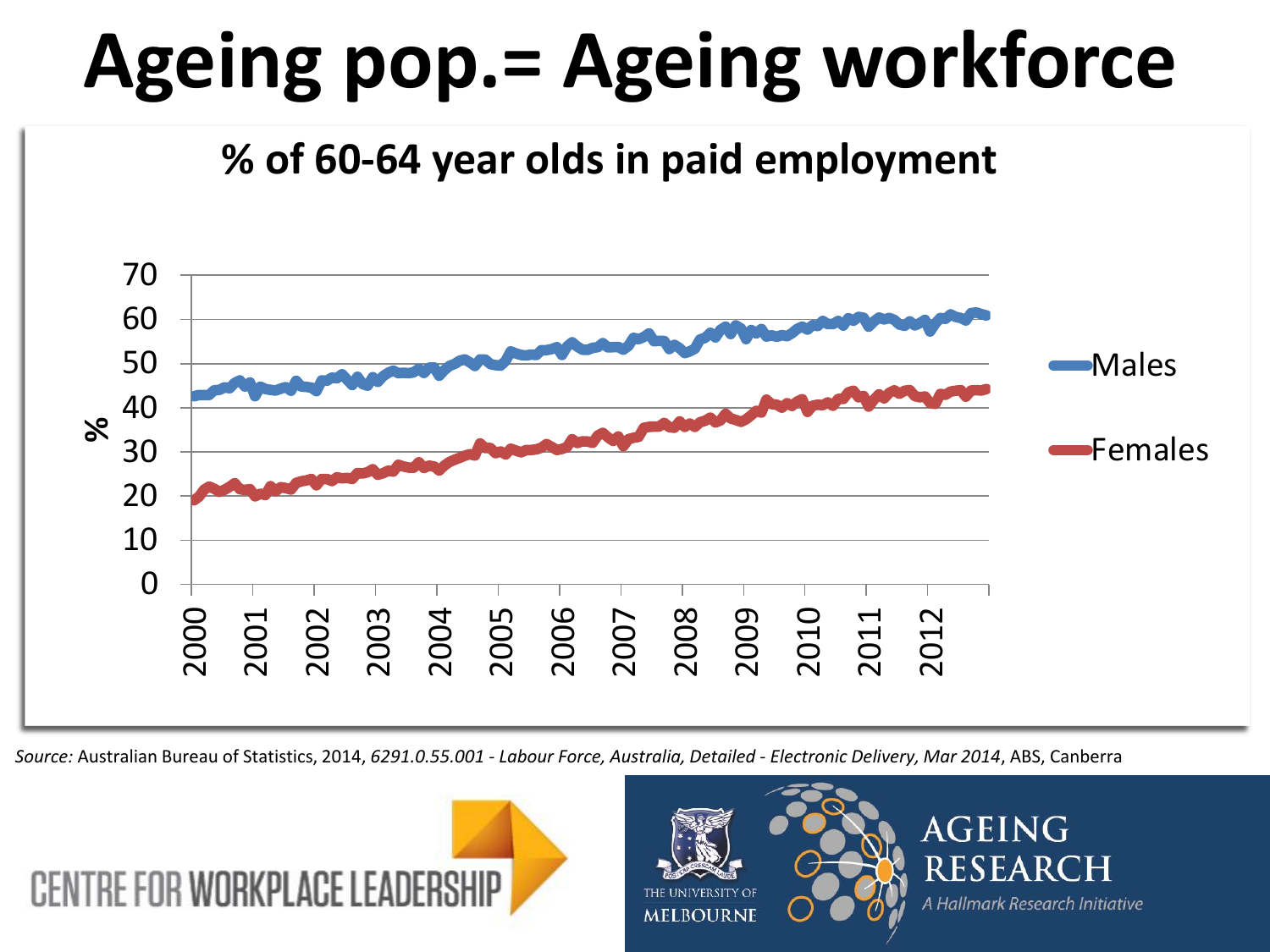# Ageing pop.= Ageing workforce

## % of 60-64 year olds in paid employment

*Source:* Australian Bureau of Statistics, 2014, *6291.0.55.001 - Labour Force, Australia, Detailed - Electronic Delivery, Mar 2014*, ABS, Canberra

CENTRE FOR WORKPLACE LEADERSHIP

THE UNIVERSITY OF MELBOURNE

AGEING RESEARCH

*A Hallmark Research Initiative*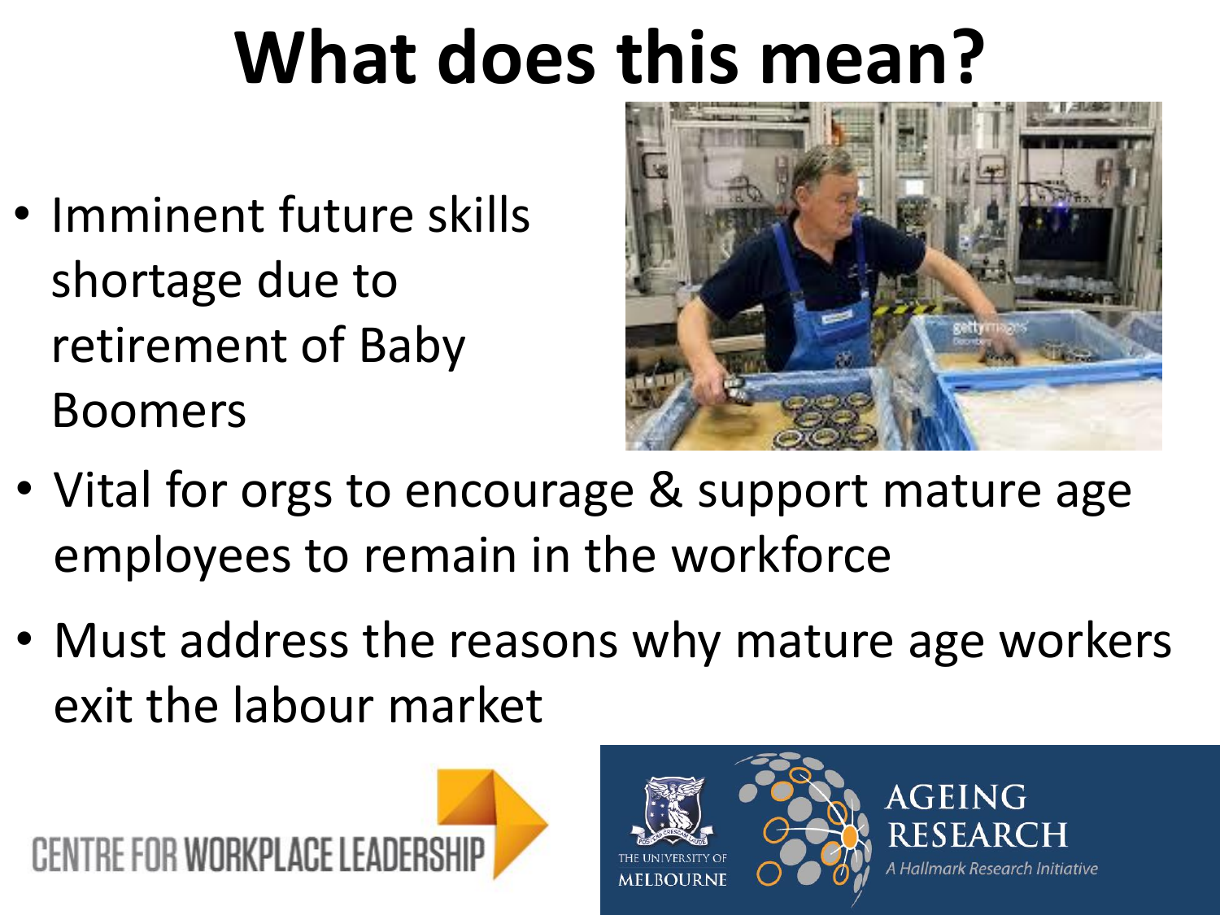# What does this mean?

- Imminent future skills shortage due to retirement of Baby Boomers
- Vital for orgs to encourage & support mature age employees to remain in the workforce
- Must address the reasons why mature age workers exit the labour market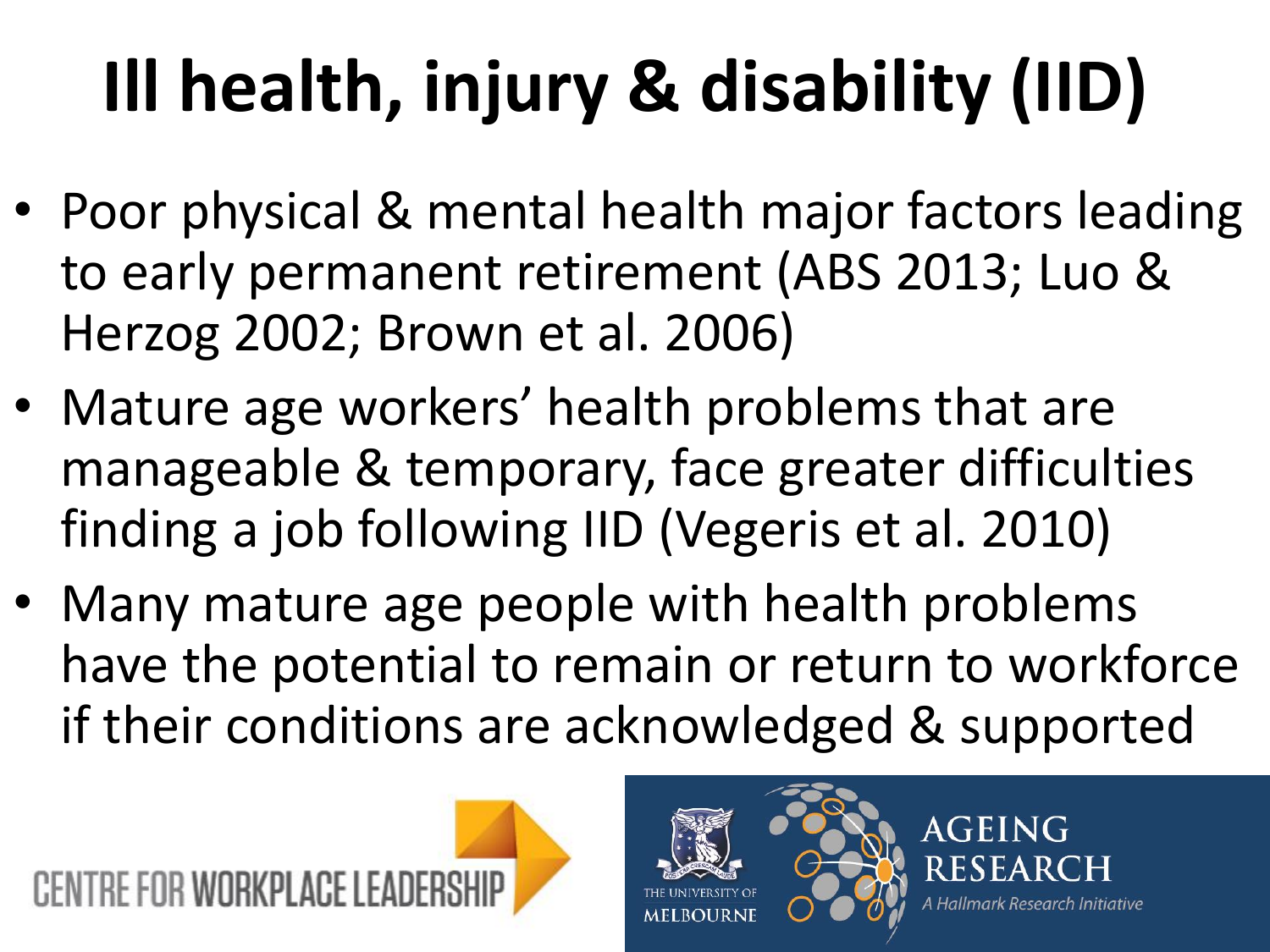# Ill health, injury & disability (IID)

- Poor physical & mental health major factors leading to early permanent retirement (ABS 2013; Luo & Herzog 2002; Brown et al. 2006)
- Mature age workers' health problems that are manageable & temporary, face greater difficulties finding a job following IID (Vegeris et al. 2010)
- Many mature age people with health problems have the potential to remain or return to workforce if their conditions are acknowledged & supported

CENTRE FOR WORKPLACE LEADERSHIP

THE UNIVERSITY OF MELBOURNE

AGEING RESEARCH

*A Hallmark Research Initiative*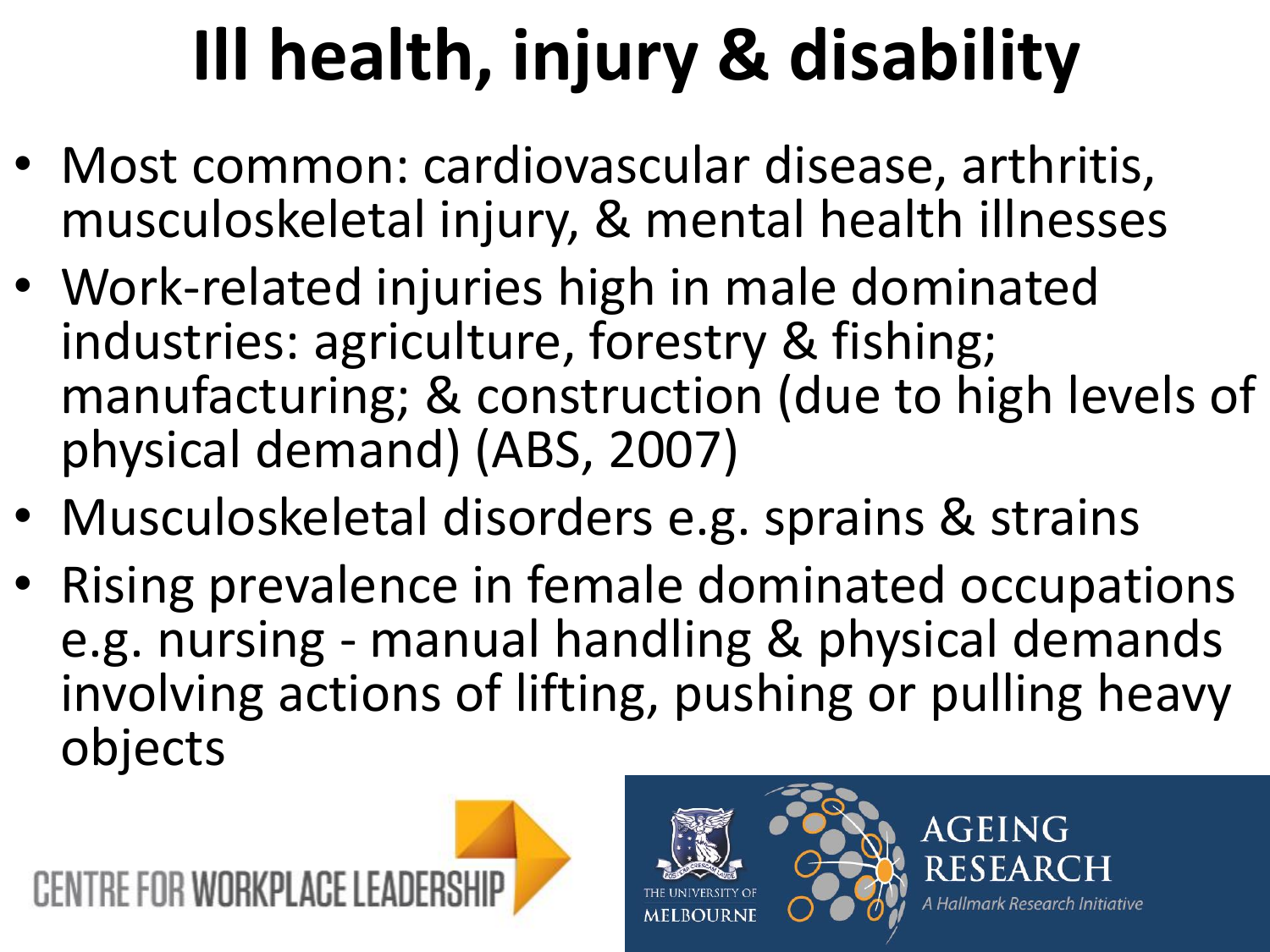# Ill health, injury & disability

- Most common: cardiovascular disease, arthritis, musculoskeletal injury, & mental health illnesses
- Work-related injuries high in male dominated industries: agriculture, forestry & fishing; manufacturing; & construction (due to high levels of physical demand) (ABS, 2007)
- Musculoskeletal disorders e.g. sprains & strains
- Rising prevalence in female dominated occupations e.g. nursing - manual handling & physical demands involving actions of lifting, pushing or pulling heavy objects

CENTRE FOR WORKPLACE LEADERSHIP

THE UNIVERSITY OF MELBOURNE

AGEING RESEARCH

*A Hallmark Research Initiative*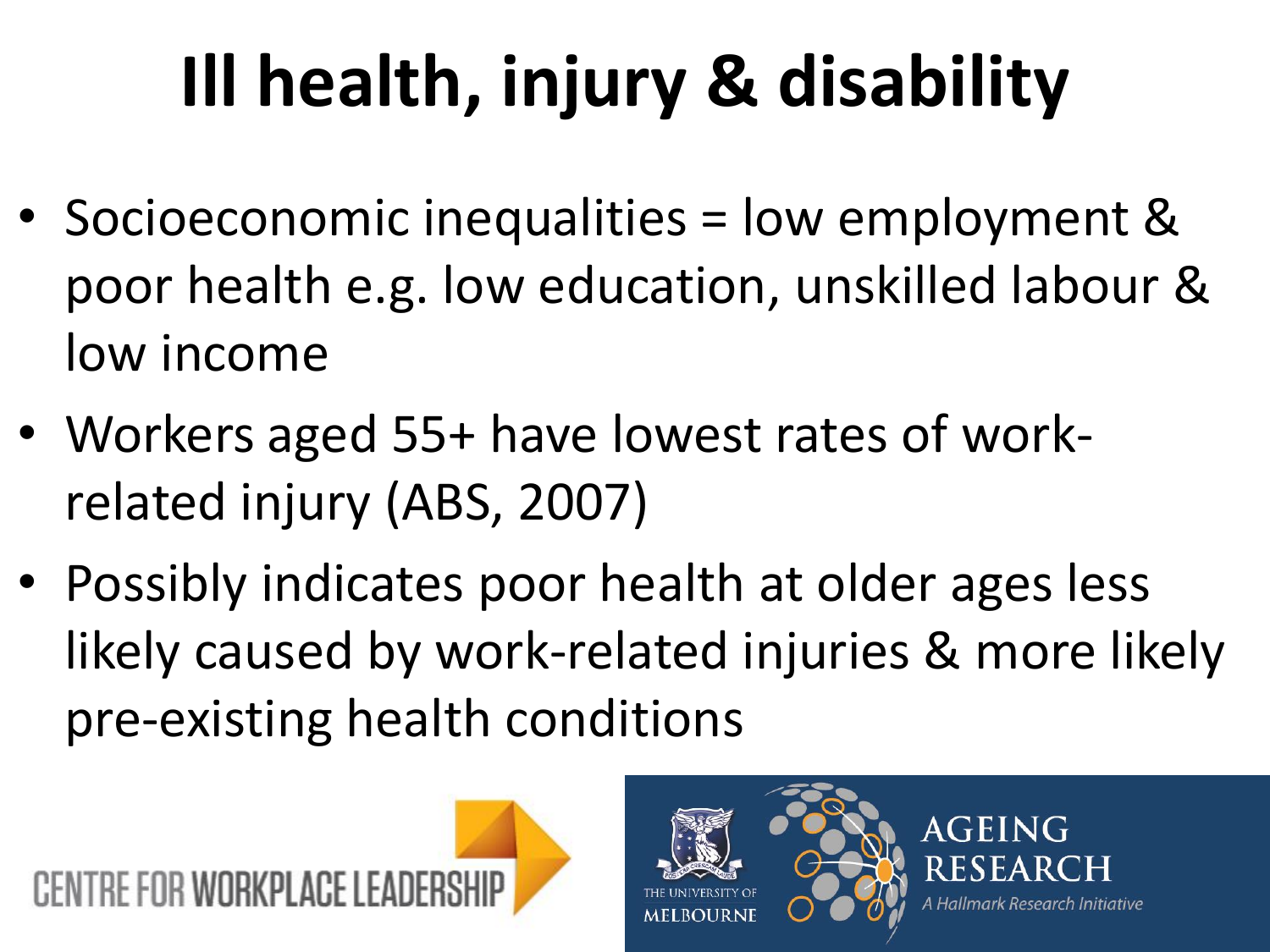# Ill health, injury & disability

- Socioeconomic inequalities = low employment & poor health e.g. low education, unskilled labour & low income
- Workers aged 55+ have lowest rates of work-related injury (ABS, 2007)
- Possibly indicates poor health at older ages less likely caused by work-related injuries & more likely pre-existing health conditions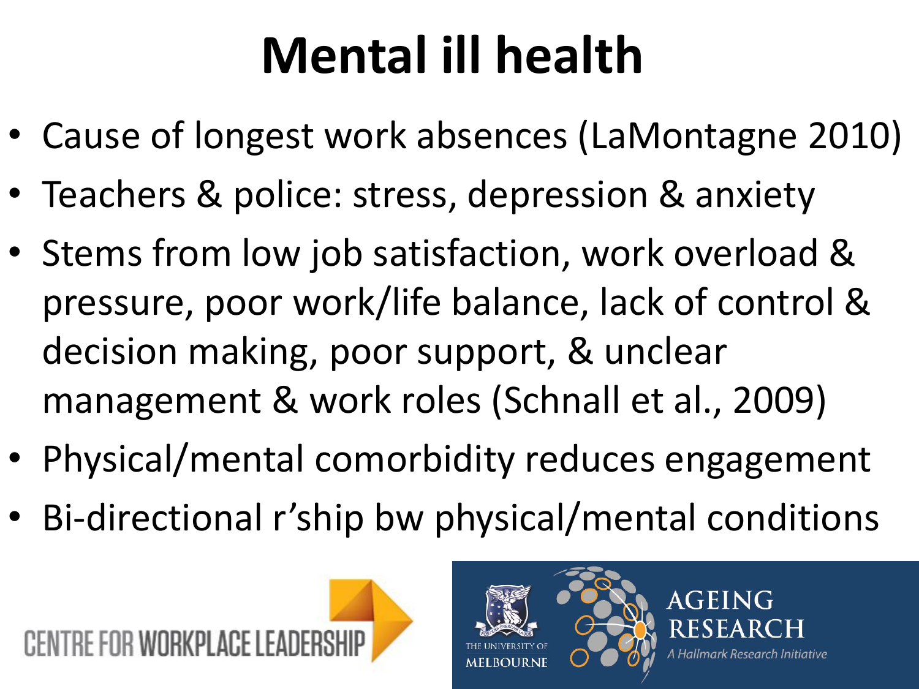# Mental ill health

- Cause of longest work absences (LaMontagne 2010)
- Teachers & police: stress, depression & anxiety
- Stems from low job satisfaction, work overload & pressure, poor work/life balance, lack of control & decision making, poor support, & unclear management & work roles (Schnall et al., 2009)
- Physical/mental comorbidity reduces engagement
- Bi-directional r'ship bw physical/mental conditions

CENTRE FOR WORKPLACE LEADERSHIP

THE UNIVERSITY OF MELBOURNE

AGEING RESEARCH

*A Hallmark Research Initiative*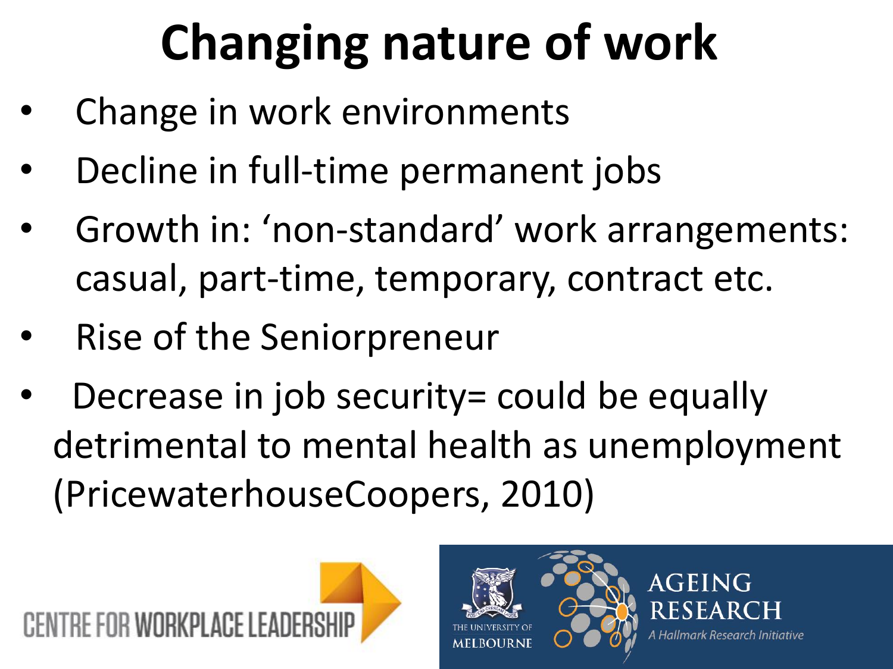# Changing nature of work

- Change in work environments
- Decline in full-time permanent jobs
- Growth in: 'non-standard' work arrangements: casual, part-time, temporary, contract etc.
- Rise of the Seniorpreneur
- Decrease in job security= could be equally detrimental to mental health as unemployment (PricewaterhouseCoopers, 2010)

CENTRE FOR WORKPLACE LEADERSHIP

THE UNIVERSITY OF MELBOURNE

AGEING RESEARCH

*A Hallmark Research Initiative*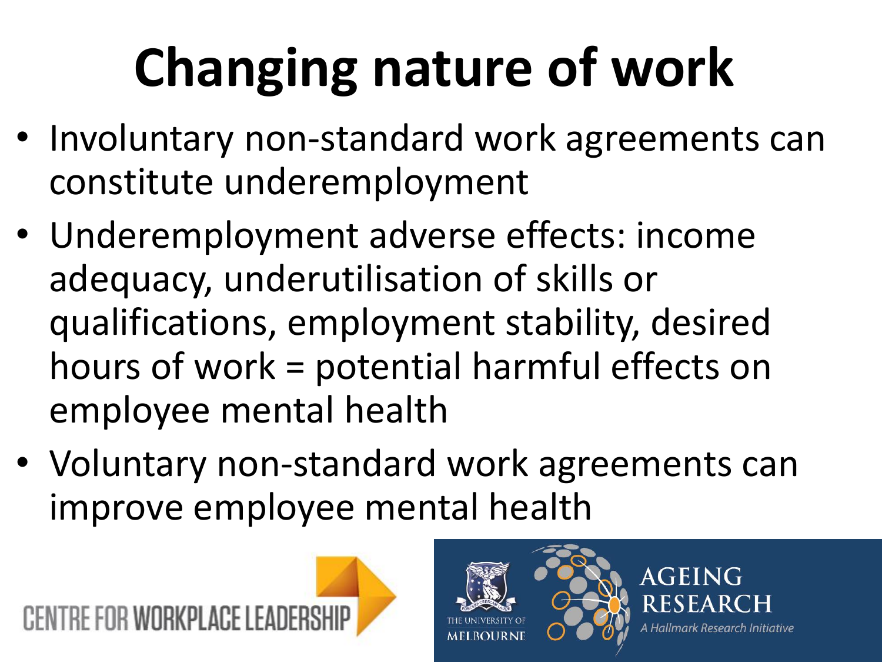# Changing nature of work

- Involuntary non-standard work agreements can constitute underemployment
- Underemployment adverse effects: income adequacy, underutilisation of skills or qualifications, employment stability, desired hours of work = potential harmful effects on employee mental health
- Voluntary non-standard work agreements can improve employee mental health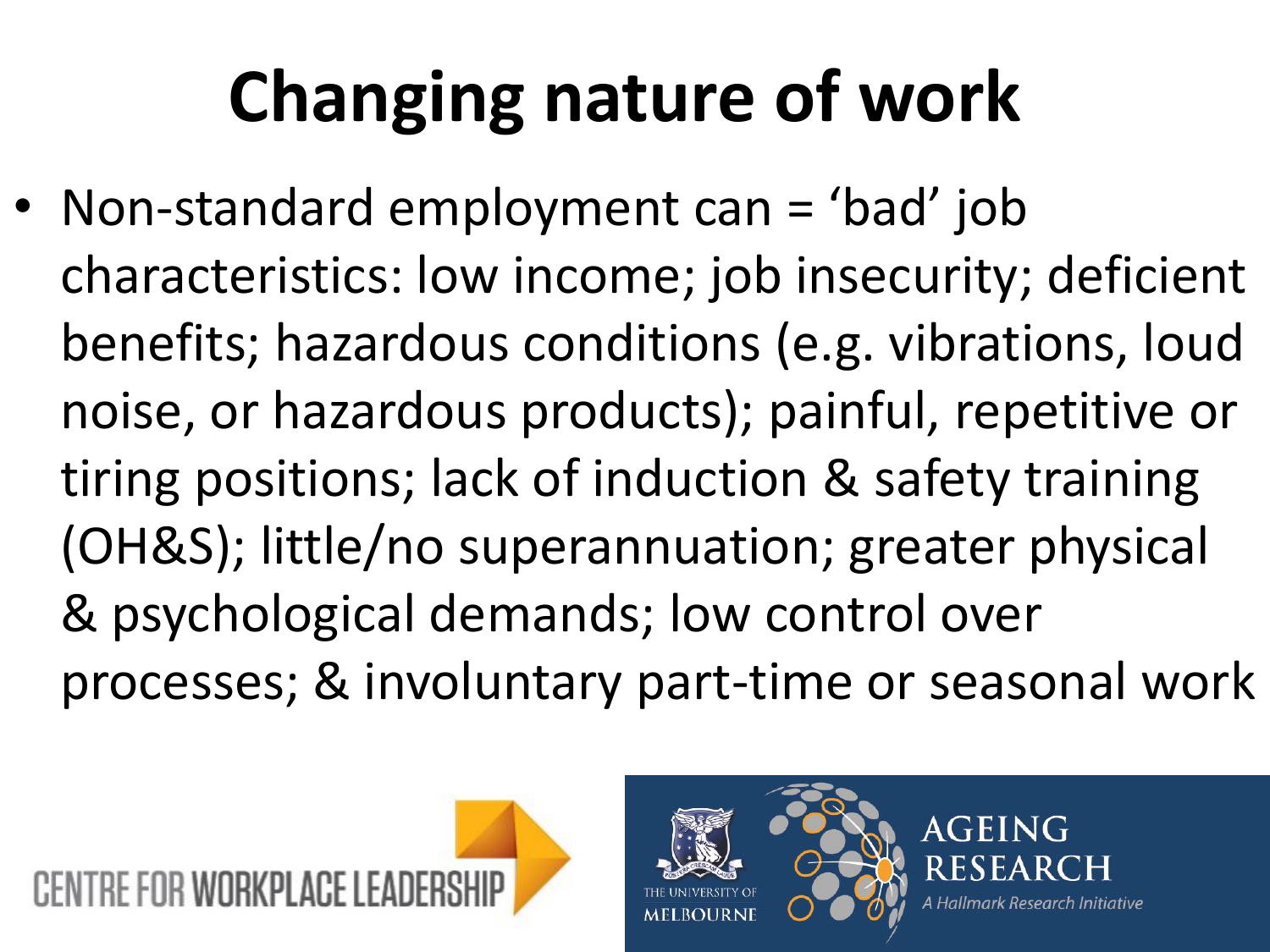# Changing nature of work

- Non-standard employment can = 'bad' job characteristics: low income; job insecurity; deficient benefits; hazardous conditions (e.g. vibrations, loud noise, or hazardous products); painful, repetitive or tiring positions; lack of induction & safety training (OH&S); little/no superannuation; greater physical & psychological demands; low control over processes; & involuntary part-time or seasonal work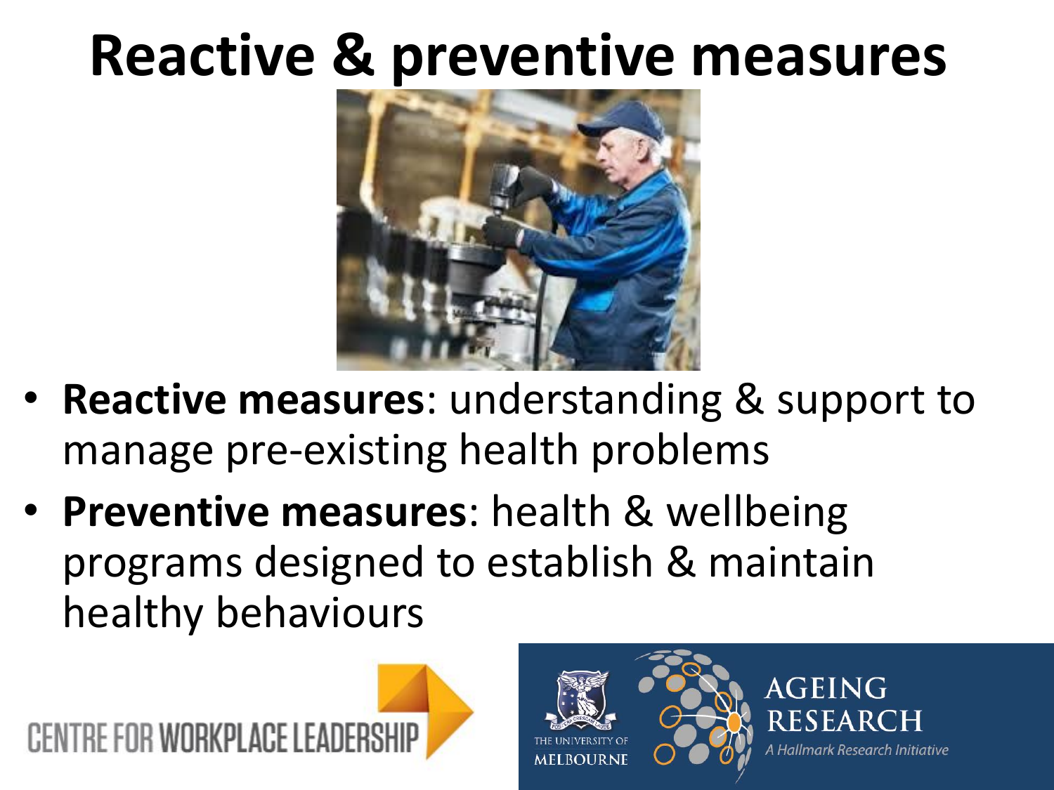# Reactive & preventive measures

- **Reactive measures**: understanding & support to manage pre-existing health problems
- **Preventive measures**: health & wellbeing programs designed to establish & maintain healthy behaviours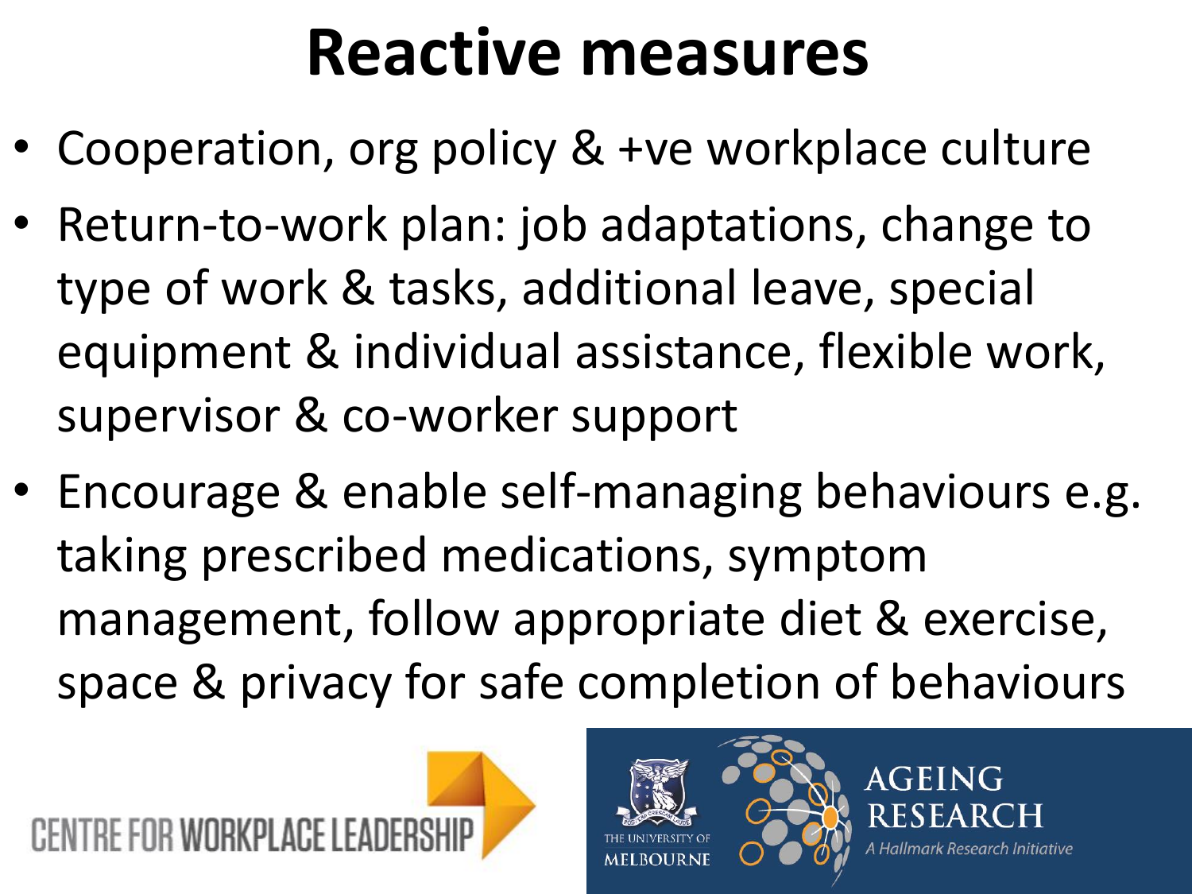# Reactive measures

- Cooperation, org policy & +ve workplace culture
- Return-to-work plan: job adaptations, change to type of work & tasks, additional leave, special equipment & individual assistance, flexible work, supervisor & co-worker support
- Encourage & enable self-managing behaviours e.g. taking prescribed medications, symptom management, follow appropriate diet & exercise, space & privacy for safe completion of behaviours

CENTRE FOR WORKPLACE LEADERSHIP

THE UNIVERSITY OF MELBOURNE

AGEING RESEARCH

*A Hallmark Research Initiative*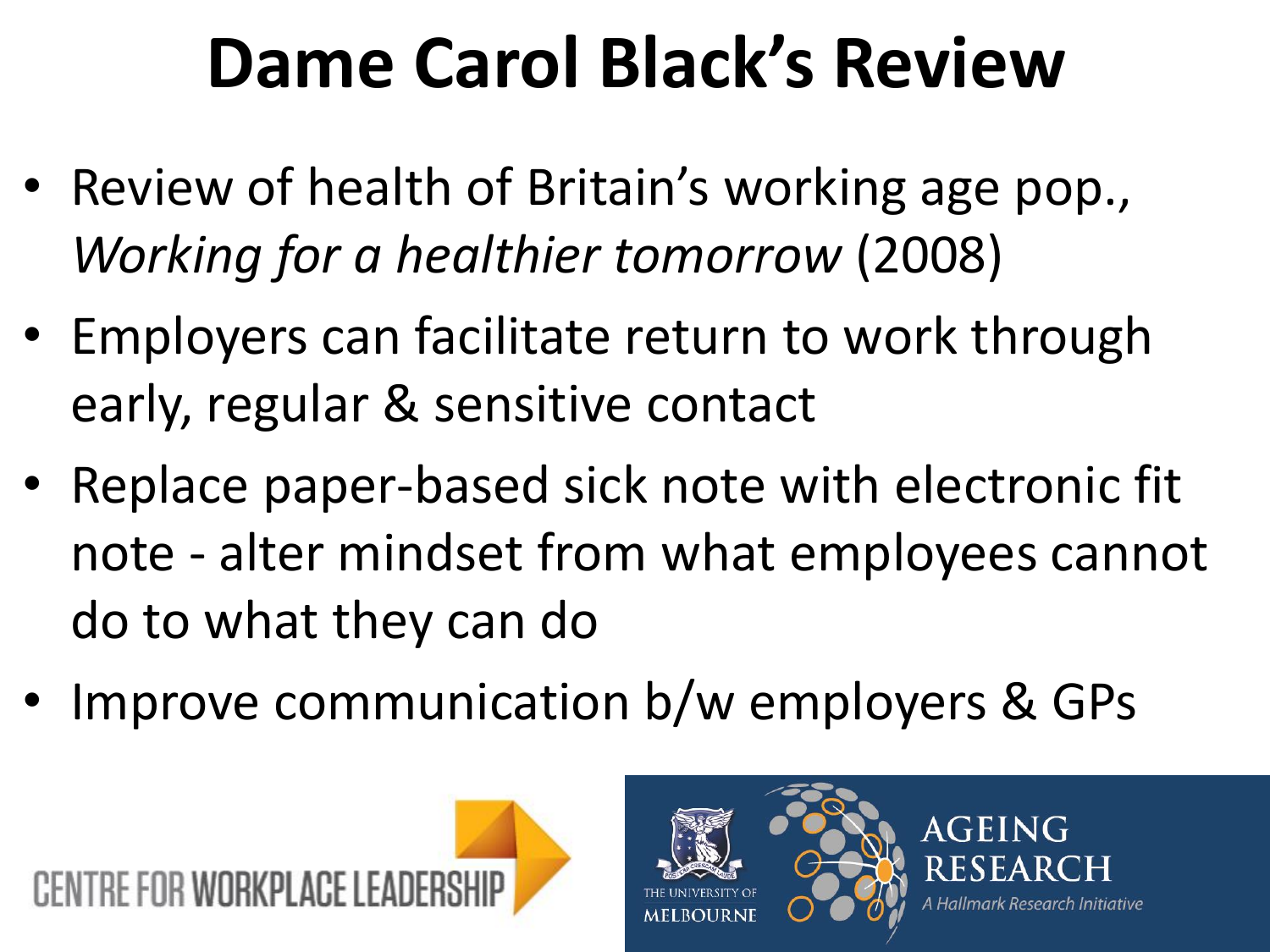# Dame Carol Black's Review

- Review of health of Britain's working age pop., *Working for a healthier tomorrow* (2008)
- Employers can facilitate return to work through early, regular & sensitive contact
- Replace paper-based sick note with electronic fit note - alter mindset from what employees cannot do to what they can do
- Improve communication b/w employers & GPs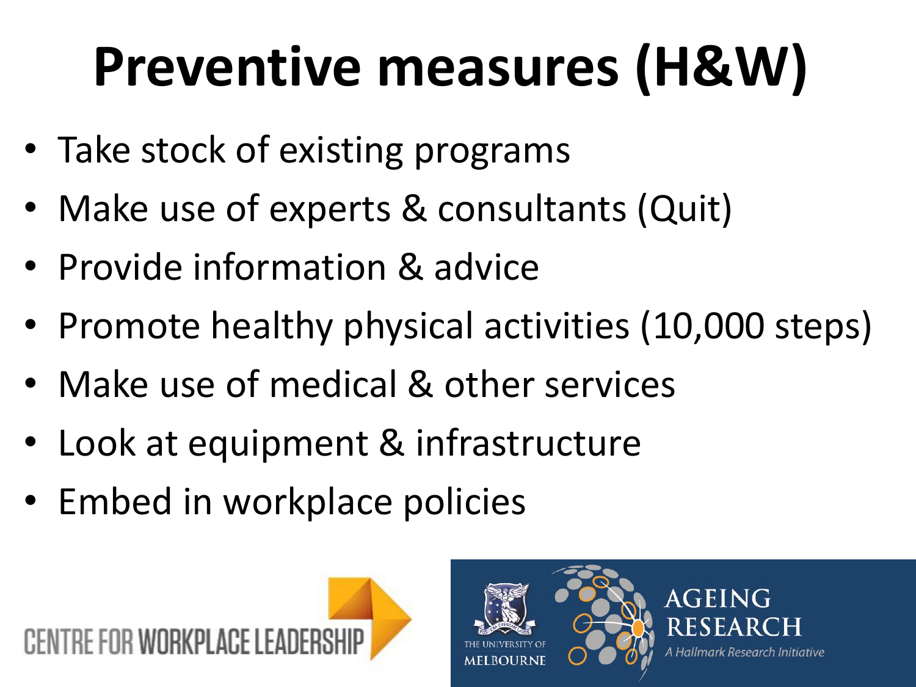# Preventive measures (H&W)

- Take stock of existing programs
- Make use of experts & consultants (Quit)
- Provide information & advice
- Promote healthy physical activities (10,000 steps)
- Make use of medical & other services
- Look at equipment & infrastructure
- Embed in workplace policies

CENTRE FOR WORKPLACE LEADERSHIP

THE UNIVERSITY OF MELBOURNE

AGEING RESEARCH

*A Hallmark Research Initiative*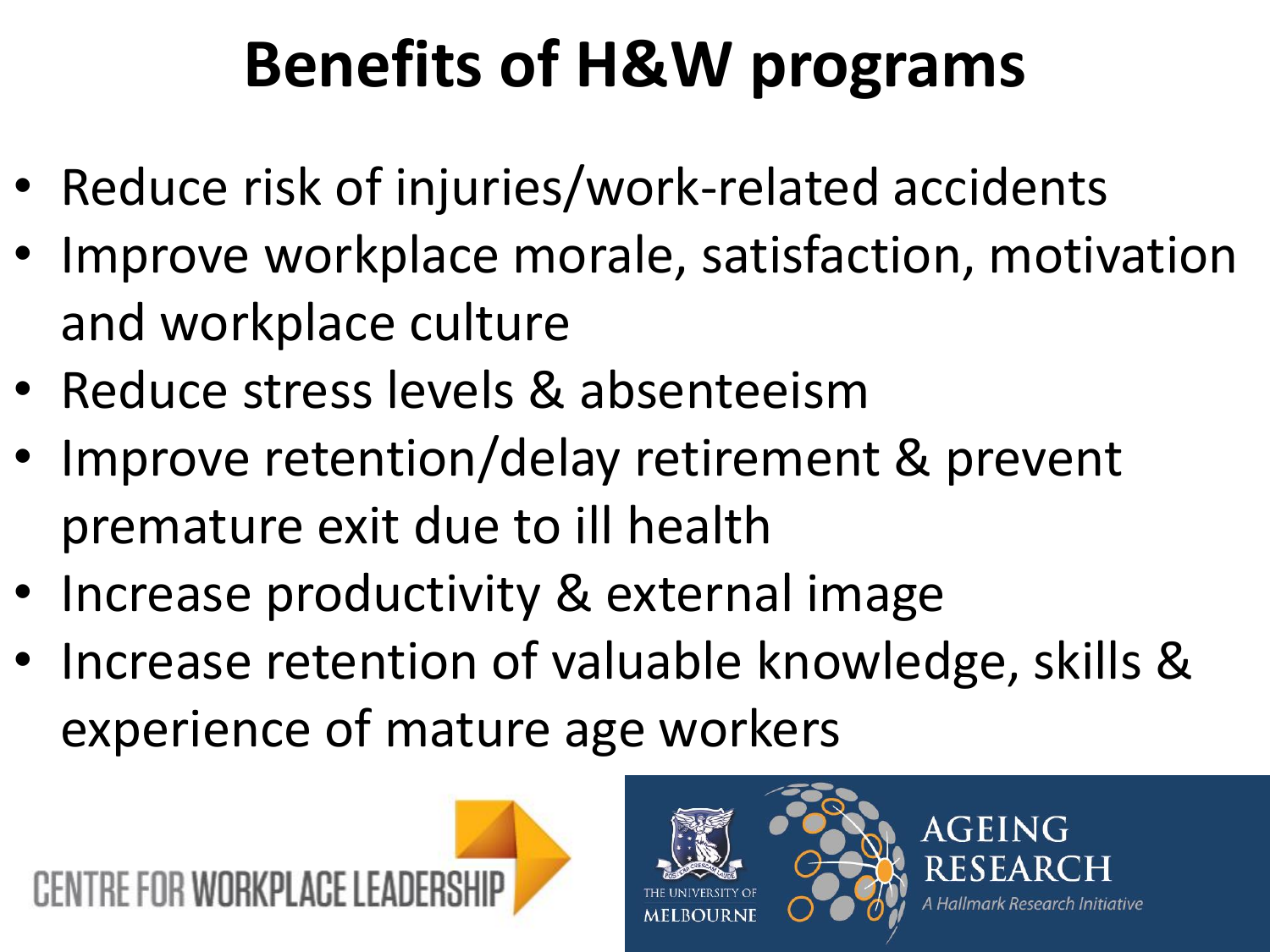# Benefits of H&W programs

- Reduce risk of injuries/work-related accidents
- Improve workplace morale, satisfaction, motivation and workplace culture
- Reduce stress levels & absenteeism
- Improve retention/delay retirement & prevent premature exit due to ill health
- Increase productivity & external image
- Increase retention of valuable knowledge, skills & experience of mature age workers

CENTRE FOR WORKPLACE LEADERSHIP

THE UNIVERSITY OF MELBOURNE

AGEING RESEARCH

*A Hallmark Research Initiative*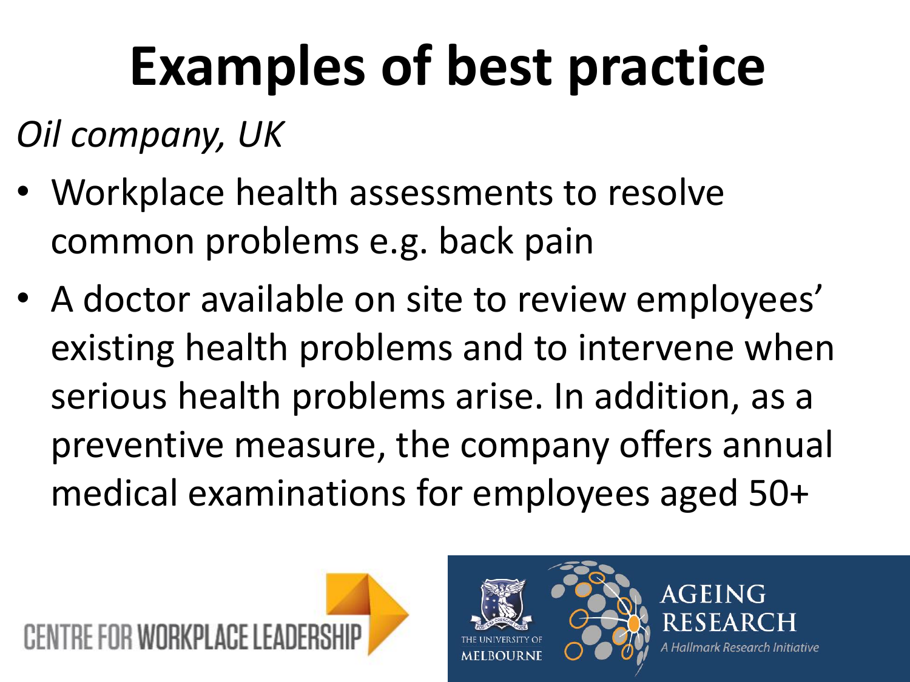# Examples of best practice

*Oil company, UK*

- Workplace health assessments to resolve common problems e.g. back pain
- A doctor available on site to review employees' existing health problems and to intervene when serious health problems arise. In addition, as a preventive measure, the company offers annual medical examinations for employees aged 50+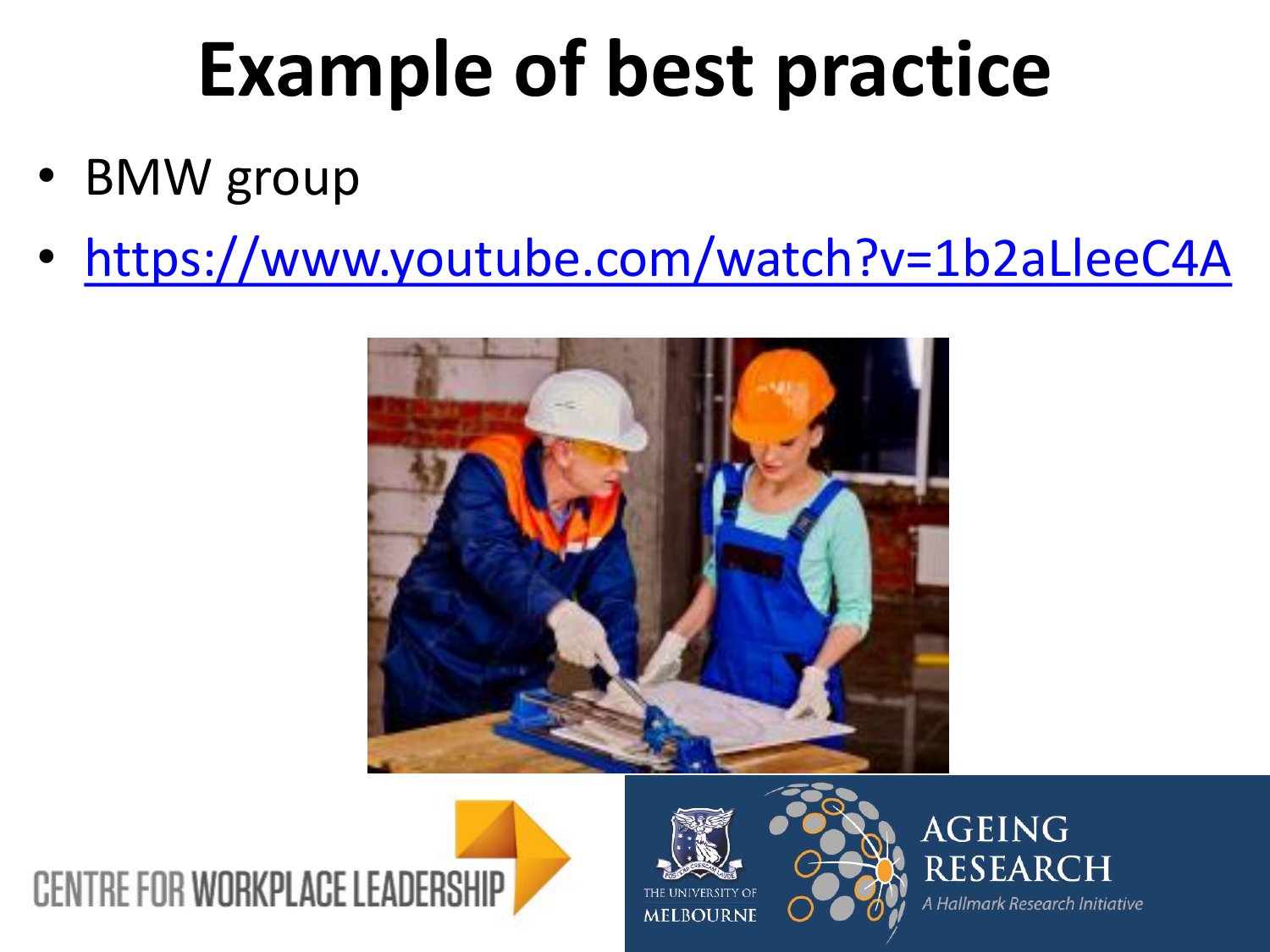# Example of best practice

- BMW group
- https://www.youtube.com/watch?v=1b2aLleeC4A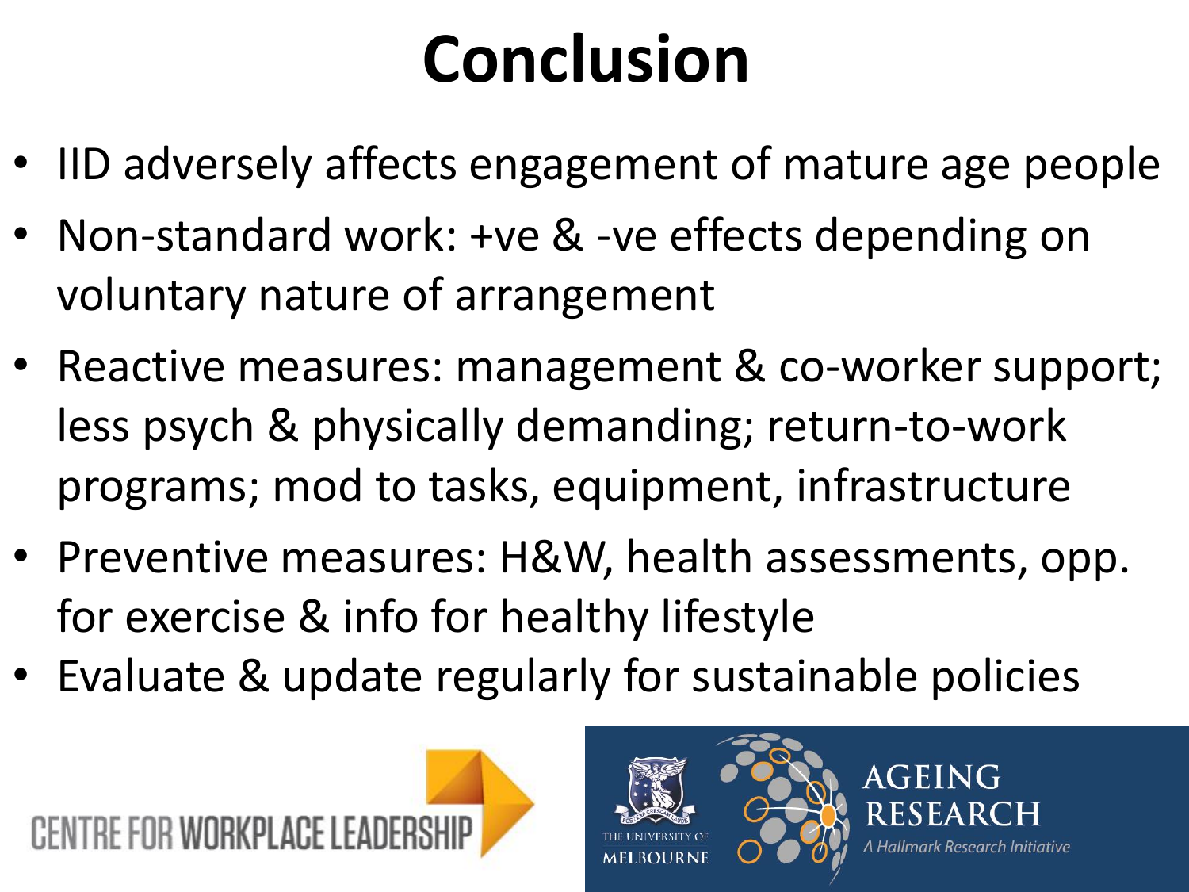# Conclusion

- IID adversely affects engagement of mature age people
- Non-standard work: +ve & -ve effects depending on voluntary nature of arrangement
- Reactive measures: management & co-worker support; less psych & physically demanding; return-to-work programs; mod to tasks, equipment, infrastructure
- Preventive measures: H&W, health assessments, opp. for exercise & info for healthy lifestyle
- Evaluate & update regularly for sustainable policies

CENTRE FOR WORKPLACE LEADERSHIP

THE UNIVERSITY OF MELBOURNE

AGEING RESEARCH

*A Hallmark Research Initiative*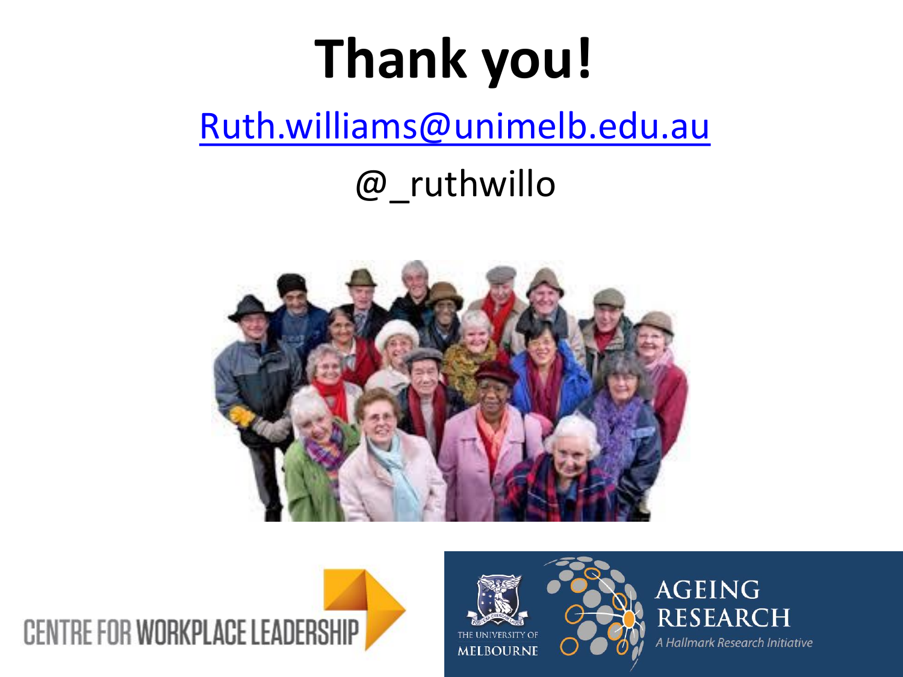# Thank you!

Ruth.williams@unimelb.edu.au

@_ruthwillo

CENTRE FOR WORKPLACE LEADERSHIP

THE UNIVERSITY OF MELBOURNE

AGEING RESEARCH

*A Hallmark Research Initiative*